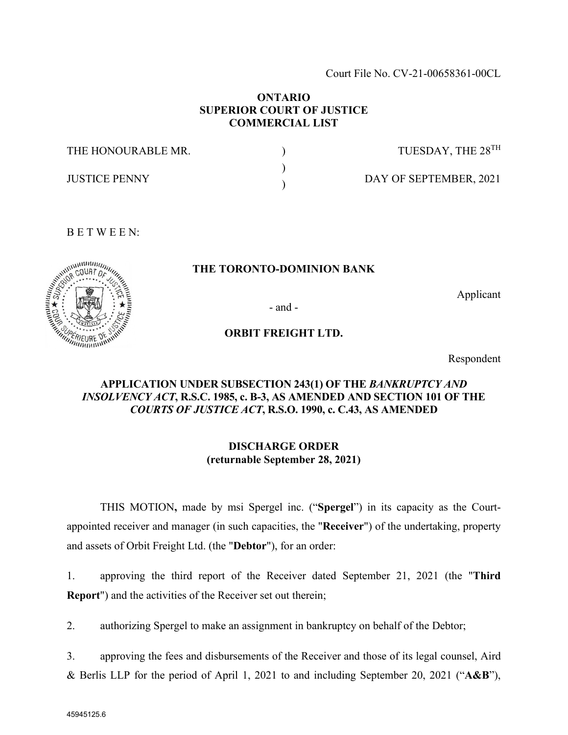Court File No. CV-21-00658361-00CL

**ONTARIO**
**SUPERIOR COURT OF JUSTICE**
**COMMERCIAL LIST**

| | | |
|---|---|---|
| THE HONOURABLE MR. | ) | TUESDAY, THE 28TH |
| | ) | |
| JUSTICE PENNY | ) | DAY OF SEPTEMBER, 2021 |

B E T W E E N:

**THE TORONTO-DOMINION BANK**

Applicant

\- and -

**ORBIT FREIGHT LTD.**

Respondent

**APPLICATION UNDER SUBSECTION 243(1) OF THE *BANKRUPTCY AND INSOLVENCY ACT*, R.S.C. 1985, c. B-3, AS AMENDED AND SECTION 101 OF THE *COURTS OF JUSTICE ACT*, R.S.O. 1990, c. C.43, AS AMENDED**

**DISCHARGE ORDER**
**(returnable September 28, 2021)**

THIS MOTION**,** made by msi Spergel inc. ("**Spergel**") in its capacity as the Court-appointed receiver and manager (in such capacities, the "**Receiver**") of the undertaking, property and assets of Orbit Freight Ltd. (the "**Debtor**"), for an order:

1. approving the third report of the Receiver dated September 21, 2021 (the "**Third Report**") and the activities of the Receiver set out therein;

2. authorizing Spergel to make an assignment in bankruptcy on behalf of the Debtor;

3. approving the fees and disbursements of the Receiver and those of its legal counsel, Aird & Berlis LLP for the period of April 1, 2021 to and including September 20, 2021 ("**A&B**"),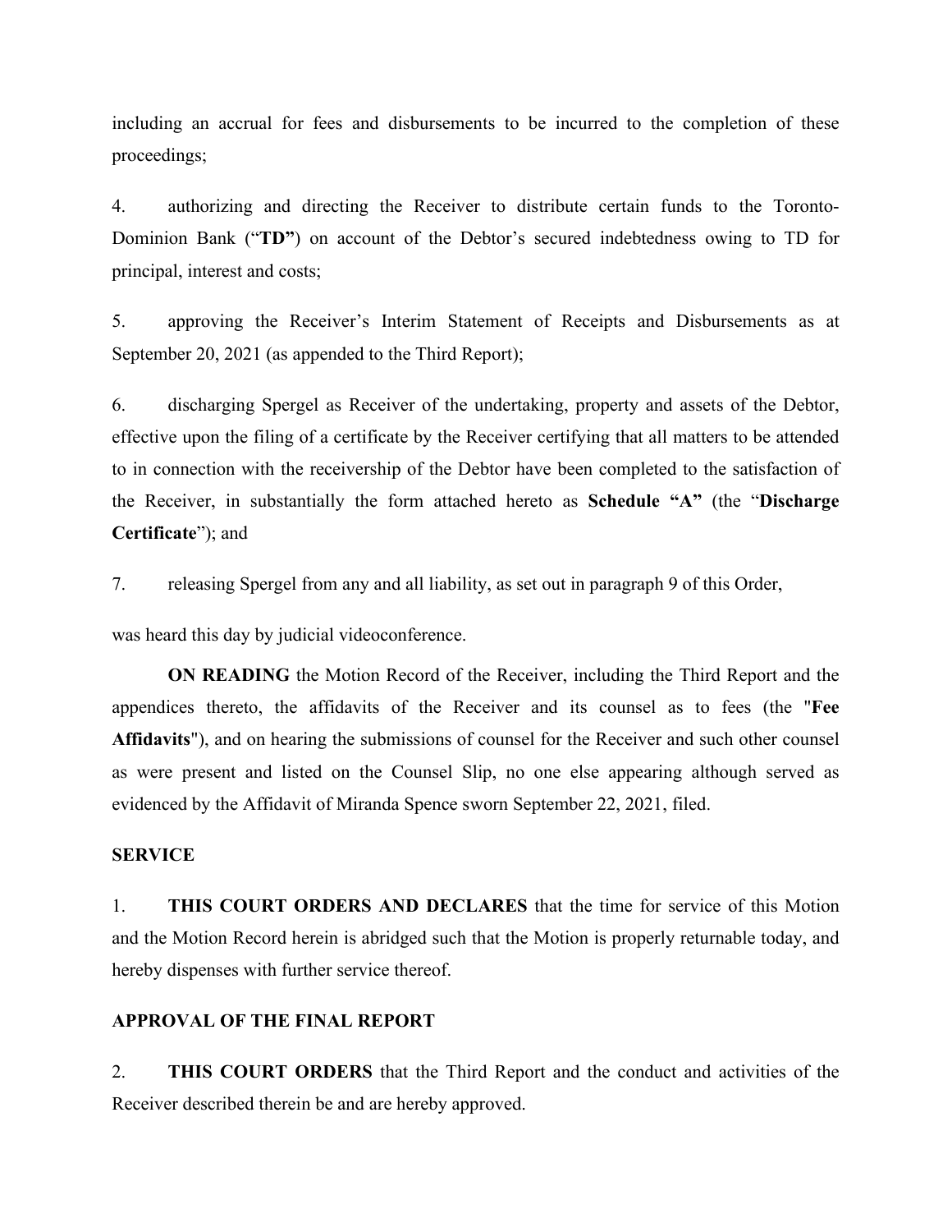including an accrual for fees and disbursements to be incurred to the completion of these proceedings;

4. authorizing and directing the Receiver to distribute certain funds to the Toronto-Dominion Bank ("**TD**") on account of the Debtor's secured indebtedness owing to TD for principal, interest and costs;

5. approving the Receiver's Interim Statement of Receipts and Disbursements as at September 20, 2021 (as appended to the Third Report);

6. discharging Spergel as Receiver of the undertaking, property and assets of the Debtor, effective upon the filing of a certificate by the Receiver certifying that all matters to be attended to in connection with the receivership of the Debtor have been completed to the satisfaction of the Receiver, in substantially the form attached hereto as **Schedule "A"** (the "**Discharge Certificate**"); and

7. releasing Spergel from any and all liability, as set out in paragraph 9 of this Order,

was heard this day by judicial videoconference.

**ON READING** the Motion Record of the Receiver, including the Third Report and the appendices thereto, the affidavits of the Receiver and its counsel as to fees (the "**Fee Affidavits**"), and on hearing the submissions of counsel for the Receiver and such other counsel as were present and listed on the Counsel Slip, no one else appearing although served as evidenced by the Affidavit of Miranda Spence sworn September 22, 2021, filed.

**SERVICE**

1. **THIS COURT ORDERS AND DECLARES** that the time for service of this Motion and the Motion Record herein is abridged such that the Motion is properly returnable today, and hereby dispenses with further service thereof.

**APPROVAL OF THE FINAL REPORT**

2. **THIS COURT ORDERS** that the Third Report and the conduct and activities of the Receiver described therein be and are hereby approved.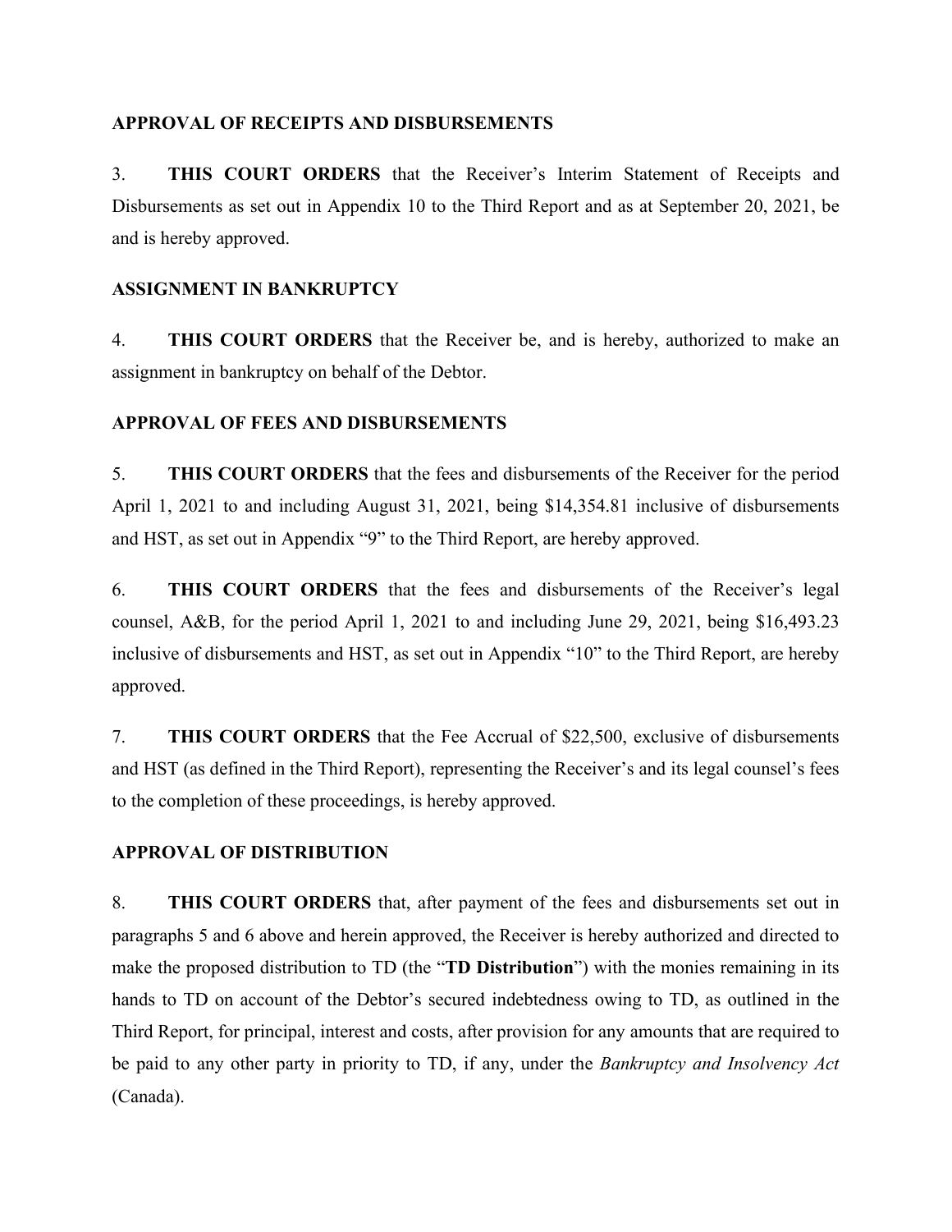**APPROVAL OF RECEIPTS AND DISBURSEMENTS**

3. **THIS COURT ORDERS** that the Receiver's Interim Statement of Receipts and Disbursements as set out in Appendix 10 to the Third Report and as at September 20, 2021, be and is hereby approved.

**ASSIGNMENT IN BANKRUPTCY**

4. **THIS COURT ORDERS** that the Receiver be, and is hereby, authorized to make an assignment in bankruptcy on behalf of the Debtor.

**APPROVAL OF FEES AND DISBURSEMENTS**

5. **THIS COURT ORDERS** that the fees and disbursements of the Receiver for the period April 1, 2021 to and including August 31, 2021, being $14,354.81 inclusive of disbursements and HST, as set out in Appendix "9" to the Third Report, are hereby approved.

6. **THIS COURT ORDERS** that the fees and disbursements of the Receiver's legal counsel, A&B, for the period April 1, 2021 to and including June 29, 2021, being $16,493.23 inclusive of disbursements and HST, as set out in Appendix "10" to the Third Report, are hereby approved.

7. **THIS COURT ORDERS** that the Fee Accrual of $22,500, exclusive of disbursements and HST (as defined in the Third Report), representing the Receiver's and its legal counsel's fees to the completion of these proceedings, is hereby approved.

**APPROVAL OF DISTRIBUTION**

8. **THIS COURT ORDERS** that, after payment of the fees and disbursements set out in paragraphs 5 and 6 above and herein approved, the Receiver is hereby authorized and directed to make the proposed distribution to TD (the "**TD Distribution**") with the monies remaining in its hands to TD on account of the Debtor's secured indebtedness owing to TD, as outlined in the Third Report, for principal, interest and costs, after provision for any amounts that are required to be paid to any other party in priority to TD, if any, under the *Bankruptcy and Insolvency Act* (Canada).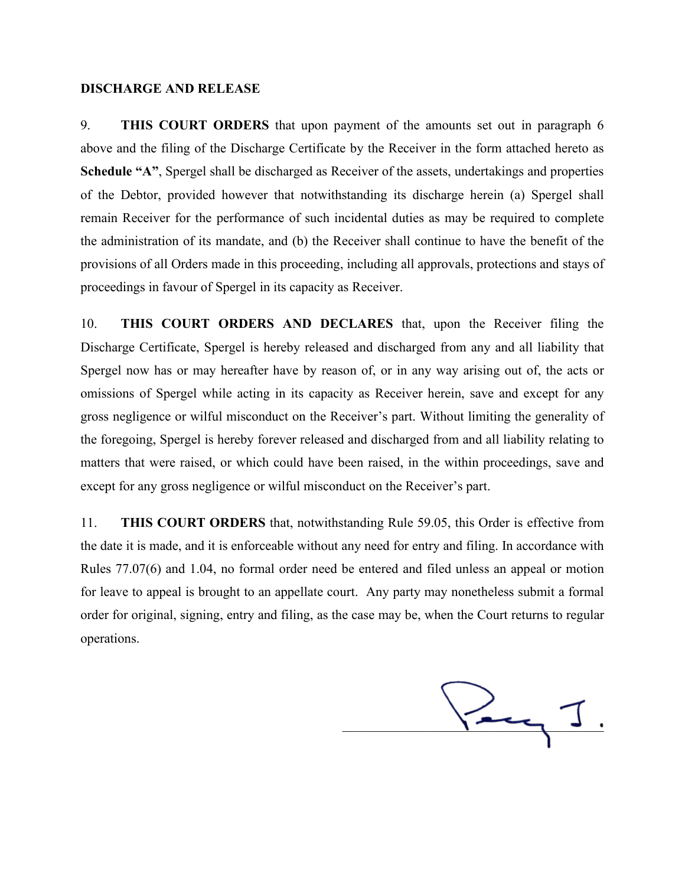**DISCHARGE AND RELEASE**

9. **THIS COURT ORDERS** that upon payment of the amounts set out in paragraph 6 above and the filing of the Discharge Certificate by the Receiver in the form attached hereto as **Schedule "A"**, Spergel shall be discharged as Receiver of the assets, undertakings and properties of the Debtor, provided however that notwithstanding its discharge herein (a) Spergel shall remain Receiver for the performance of such incidental duties as may be required to complete the administration of its mandate, and (b) the Receiver shall continue to have the benefit of the provisions of all Orders made in this proceeding, including all approvals, protections and stays of proceedings in favour of Spergel in its capacity as Receiver.

10. **THIS COURT ORDERS AND DECLARES** that, upon the Receiver filing the Discharge Certificate, Spergel is hereby released and discharged from any and all liability that Spergel now has or may hereafter have by reason of, or in any way arising out of, the acts or omissions of Spergel while acting in its capacity as Receiver herein, save and except for any gross negligence or wilful misconduct on the Receiver's part. Without limiting the generality of the foregoing, Spergel is hereby forever released and discharged from and all liability relating to matters that were raised, or which could have been raised, in the within proceedings, save and except for any gross negligence or wilful misconduct on the Receiver's part.

11. **THIS COURT ORDERS** that, notwithstanding Rule 59.05, this Order is effective from the date it is made, and it is enforceable without any need for entry and filing. In accordance with Rules 77.07(6) and 1.04, no formal order need be entered and filed unless an appeal or motion for leave to appeal is brought to an appellate court. Any party may nonetheless submit a formal order for original, signing, entry and filing, as the case may be, when the Court returns to regular operations.

Penny J.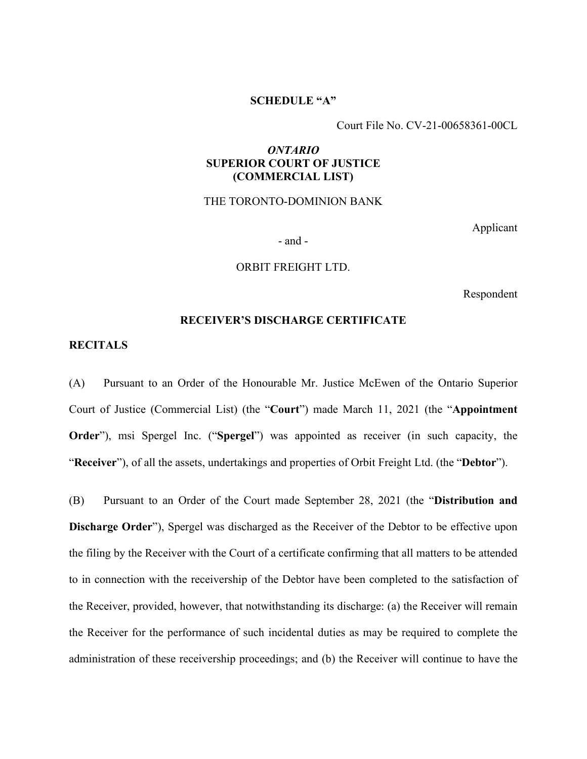**SCHEDULE "A"**

Court File No. CV-21-00658361-00CL

***ONTARIO***
**SUPERIOR COURT OF JUSTICE**
**(COMMERCIAL LIST)**

THE TORONTO-DOMINION BANK

Applicant

\- and -

ORBIT FREIGHT LTD.

Respondent

**RECEIVER'S DISCHARGE CERTIFICATE**

**RECITALS**

(A) Pursuant to an Order of the Honourable Mr. Justice McEwen of the Ontario Superior Court of Justice (Commercial List) (the "**Court**") made March 11, 2021 (the "**Appointment Order**"), msi Spergel Inc. ("**Spergel**") was appointed as receiver (in such capacity, the "**Receiver**"), of all the assets, undertakings and properties of Orbit Freight Ltd. (the "**Debtor**").

(B) Pursuant to an Order of the Court made September 28, 2021 (the "**Distribution and Discharge Order**"), Spergel was discharged as the Receiver of the Debtor to be effective upon the filing by the Receiver with the Court of a certificate confirming that all matters to be attended to in connection with the receivership of the Debtor have been completed to the satisfaction of the Receiver, provided, however, that notwithstanding its discharge: (a) the Receiver will remain the Receiver for the performance of such incidental duties as may be required to complete the administration of these receivership proceedings; and (b) the Receiver will continue to have the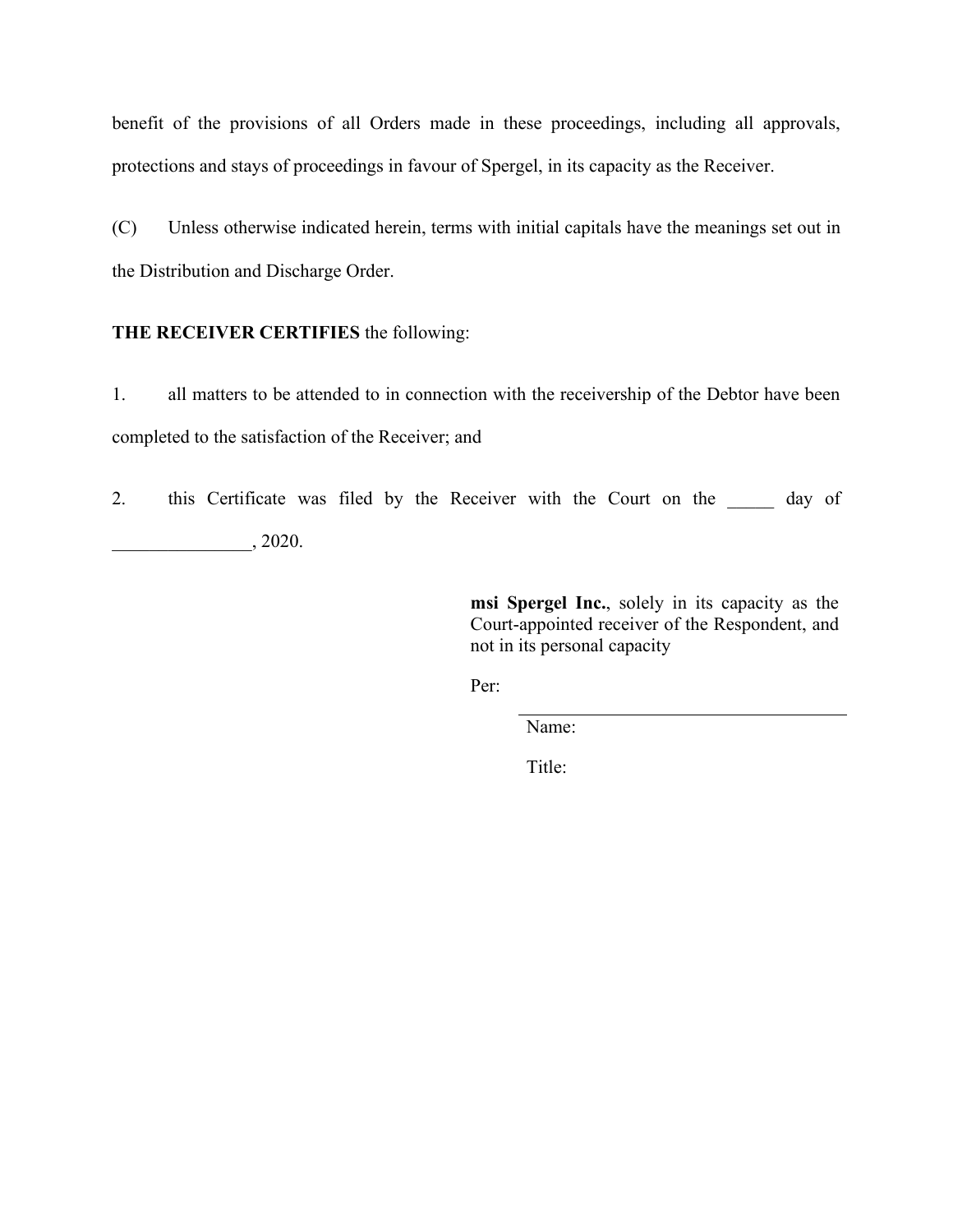benefit of the provisions of all Orders made in these proceedings, including all approvals, protections and stays of proceedings in favour of Spergel, in its capacity as the Receiver.

(C) Unless otherwise indicated herein, terms with initial capitals have the meanings set out in the Distribution and Discharge Order.

**THE RECEIVER CERTIFIES** the following:

1. all matters to be attended to in connection with the receivership of the Debtor have been completed to the satisfaction of the Receiver; and

2. this Certificate was filed by the Receiver with the Court on the _____ day of _______________, 2020.

**msi Spergel Inc.**, solely in its capacity as the Court-appointed receiver of the Respondent, and not in its personal capacity

Per:

___________________________________

Name:

Title: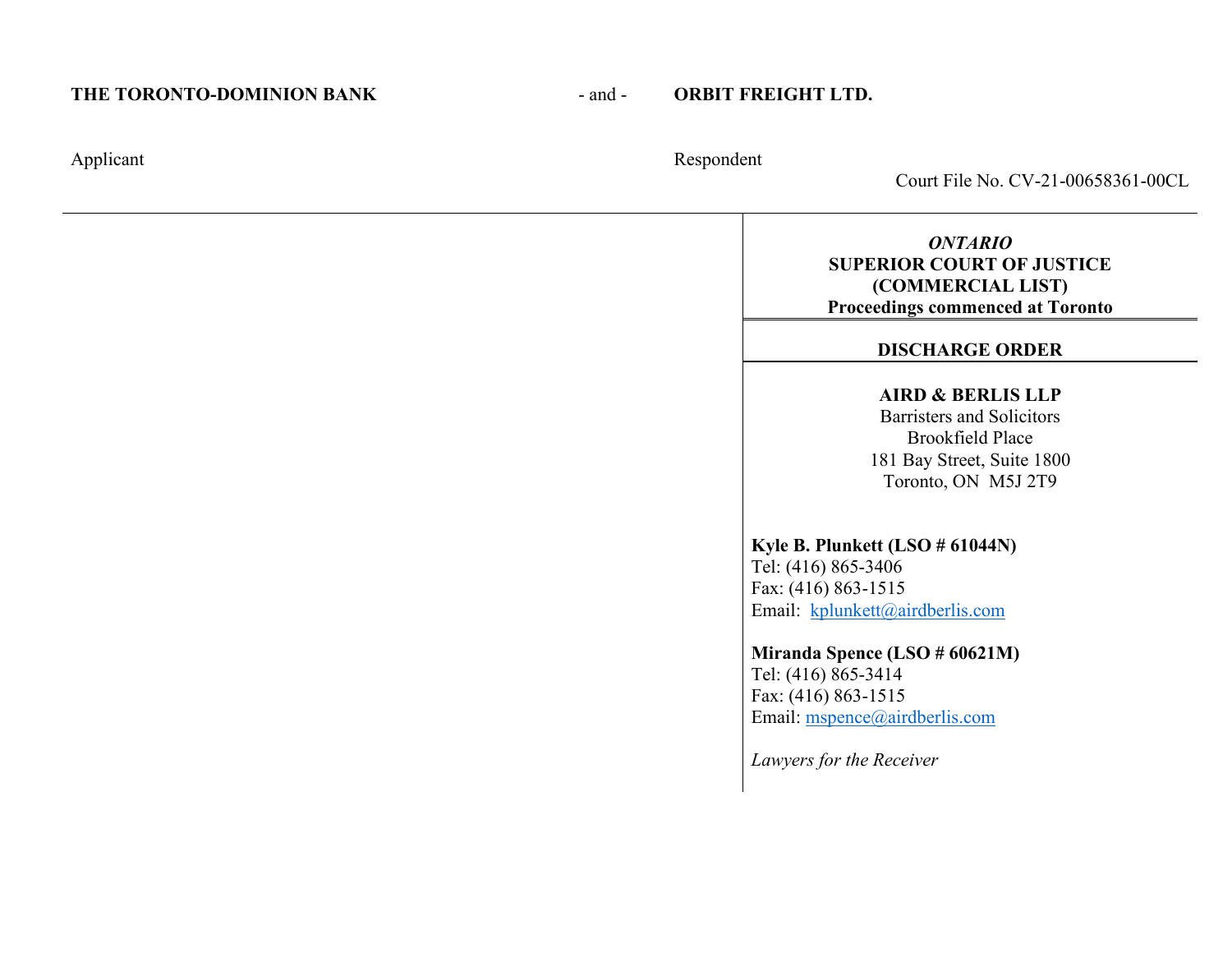**THE TORONTO-DOMINION BANK** - and - **ORBIT FREIGHT LTD.**

Applicant Respondent

Court File No. CV-21-00658361-00CL

*ONTARIO*
**SUPERIOR COURT OF JUSTICE**
**(COMMERCIAL LIST)**
**Proceedings commenced at Toronto**

**DISCHARGE ORDER**

**AIRD & BERLIS LLP**
Barristers and Solicitors
Brookfield Place
181 Bay Street, Suite 1800
Toronto, ON M5J 2T9

**Kyle B. Plunkett (LSO # 61044N)**
Tel: (416) 865-3406
Fax: (416) 863-1515
Email: kplunkett@airdberlis.com

**Miranda Spence (LSO # 60621M)**
Tel: (416) 865-3414
Fax: (416) 863-1515
Email: mspence@airdberlis.com

*Lawyers for the Receiver*